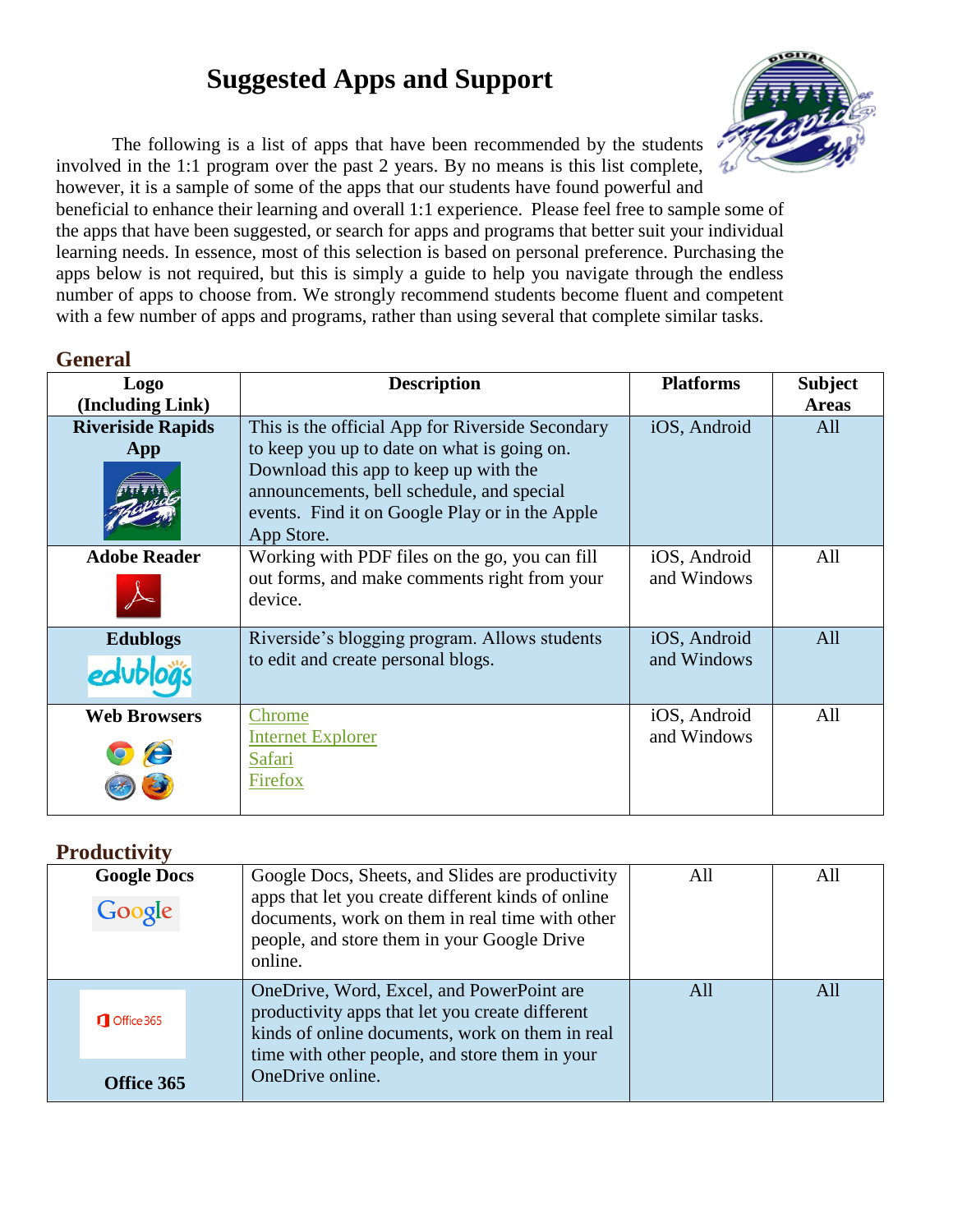# Suggested Apps and Support

The following is a list of apps that have been recommended by the students involved in the 1:1 program over the past 2 years. By no means is this list complete, however, it is a sample of some of the apps that our students have found powerful and beneficial to enhance their learning and overall 1:1 experience. Please feel free to sample some of the apps that have been suggested, or search for apps and programs that better suit your individual learning needs. In essence, most of this selection is based on personal preference. Purchasing the apps below is not required, but this is simply a guide to help you navigate through the endless number of apps to choose from. We strongly recommend students become fluent and competent with a few number of apps and programs, rather than using several that complete similar tasks.

## General

| Logo (Including Link) | Description | Platforms | Subject Areas |
| --- | --- | --- | --- |
| **Riverside Rapids App** | This is the official App for Riverside Secondary to keep you up to date on what is going on. Download this app to keep up with the announcements, bell schedule, and special events. Find it on Google Play or in the Apple App Store. | iOS, Android | All |
| **Adobe Reader** | Working with PDF files on the go, you can fill out forms, and make comments right from your device. | iOS, Android and Windows | All |
| **Edublogs** | Riverside's blogging program. Allows students to edit and create personal blogs. | iOS, Android and Windows | All |
| **Web Browsers** | Chrome<br>Internet Explorer<br>Safari<br>Firefox | iOS, Android and Windows | All |

## Productivity

| Logo (Including Link) | Description | Platforms | Subject Areas |
| --- | --- | --- | --- |
| **Google Docs** | Google Docs, Sheets, and Slides are productivity apps that let you create different kinds of online documents, work on them in real time with other people, and store them in your Google Drive online. | All | All |
| **Office 365** | OneDrive, Word, Excel, and PowerPoint are productivity apps that let you create different kinds of online documents, work on them in real time with other people, and store them in your OneDrive online. | All | All |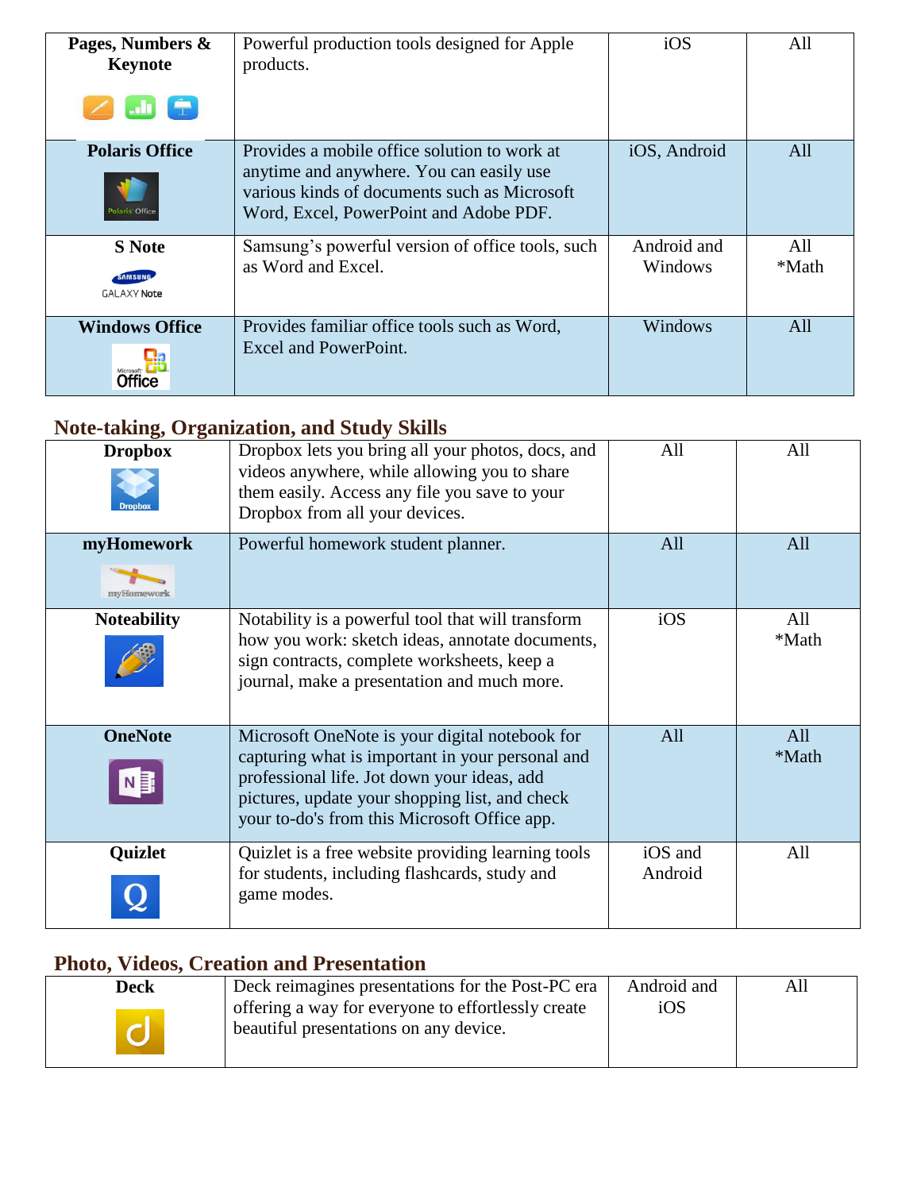| | | | |
|---|---|---|---|
| **Pages, Numbers & Keynote** | Powerful production tools designed for Apple products. | iOS | All |
| **Polaris Office** | Provides a mobile office solution to work at anytime and anywhere. You can easily use various kinds of documents such as Microsoft Word, Excel, PowerPoint and Adobe PDF. | iOS, Android | All |
| **S Note** | Samsung's powerful version of office tools, such as Word and Excel. | Android and Windows | All *Math |
| **Windows Office** | Provides familiar office tools such as Word, Excel and PowerPoint. | Windows | All |

## Note-taking, Organization, and Study Skills

| | | | |
|---|---|---|---|
| **Dropbox** | Dropbox lets you bring all your photos, docs, and videos anywhere, while allowing you to share them easily. Access any file you save to your Dropbox from all your devices. | All | All |
| **myHomework** | Powerful homework student planner. | All | All |
| **Noteability** | Notability is a powerful tool that will transform how you work: sketch ideas, annotate documents, sign contracts, complete worksheets, keep a journal, make a presentation and much more. | iOS | All *Math |
| **OneNote** | Microsoft OneNote is your digital notebook for capturing what is important in your personal and professional life. Jot down your ideas, add pictures, update your shopping list, and check your to-do's from this Microsoft Office app. | All | All *Math |
| **Quizlet** | Quizlet is a free website providing learning tools for students, including flashcards, study and game modes. | iOS and Android | All |

## Photo, Videos, Creation and Presentation

| | | | |
|---|---|---|---|
| **Deck** | Deck reimagines presentations for the Post-PC era offering a way for everyone to effortlessly create beautiful presentations on any device. | Android and iOS | All |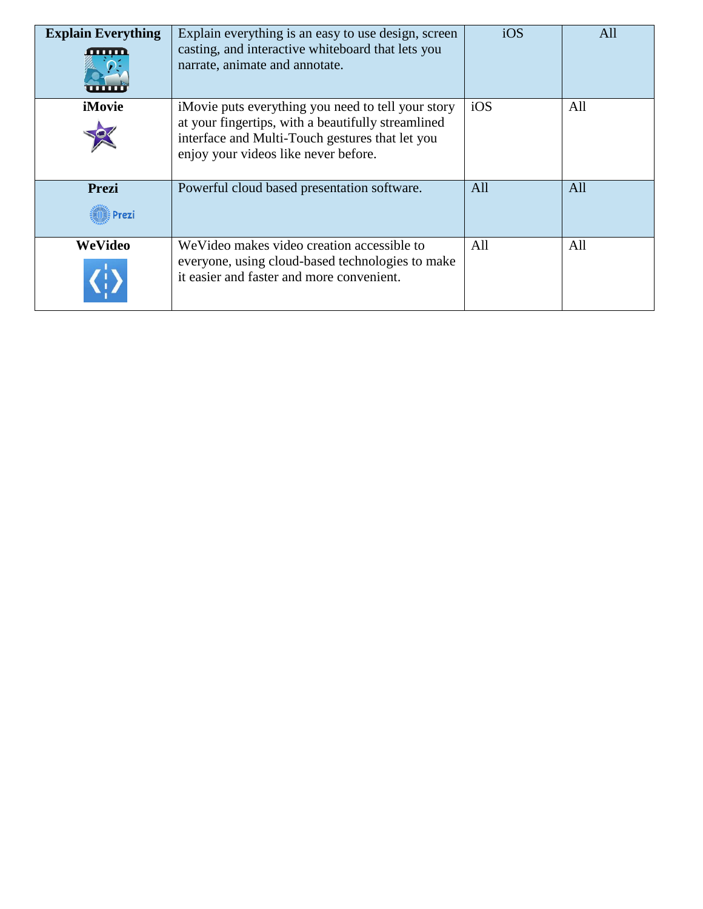| | | | |
|---|---|---|---|
| **Explain Everything** | Explain everything is an easy to use design, screen casting, and interactive whiteboard that lets you narrate, animate and annotate. | iOS | All |
| **iMovie** | iMovie puts everything you need to tell your story at your fingertips, with a beautifully streamlined interface and Multi-Touch gestures that let you enjoy your videos like never before. | iOS | All |
| **Prezi** | Powerful cloud based presentation software. | All | All |
| **WeVideo** | WeVideo makes video creation accessible to everyone, using cloud-based technologies to make it easier and faster and more convenient. | All | All |